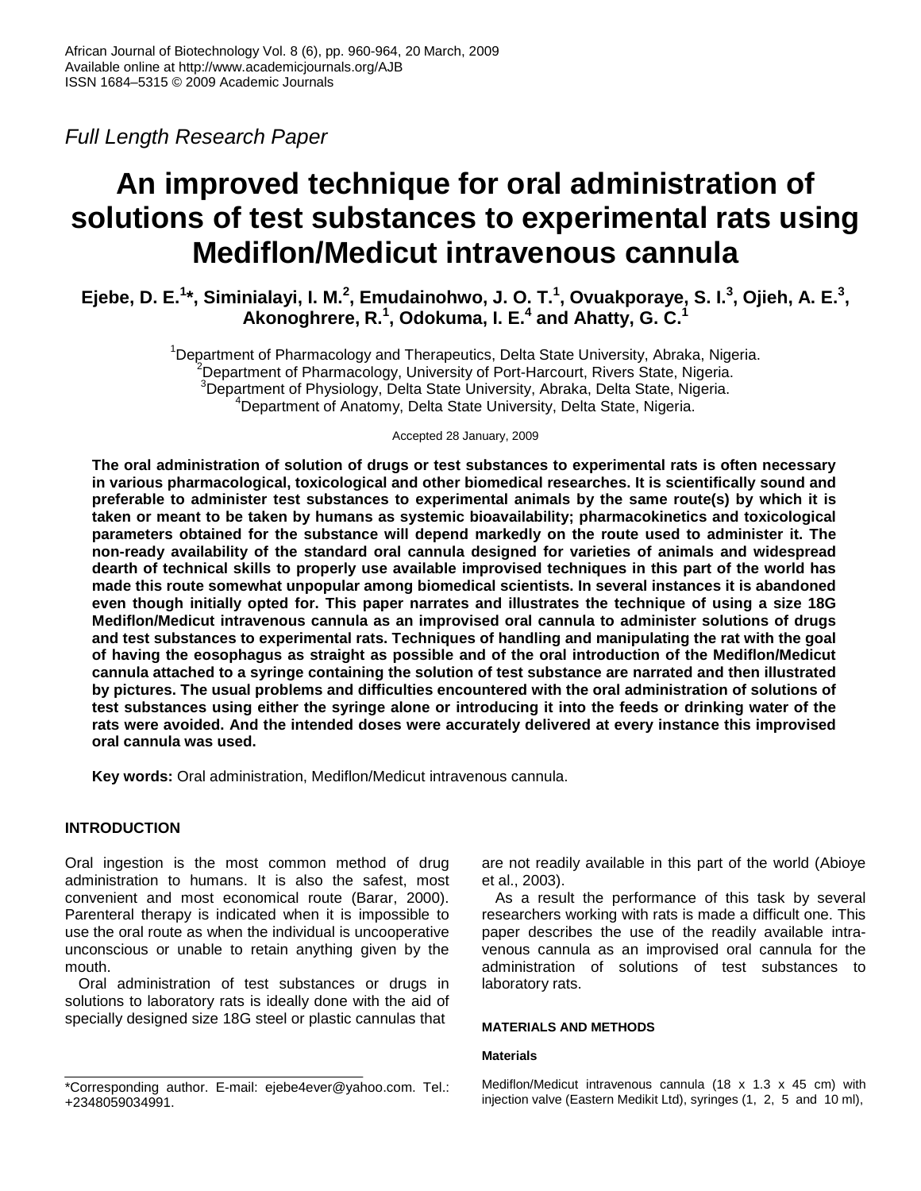Full Length Research Paper

# An improved technique for oral administration of solutions of test substances to experimental rats using Mediflon/Medicut intravenous cannula

**Ejebe, D. E.[1]\*, Siminialayi, I. M.[2], Emudainohwo, J. O. T.[1], Ovuakporaye, S. I.[3], Ojieh, A. E.[3], Akonoghrere, R.[1], Odokuma, I. E.[4] and Ahatty, G. C.[1]**

[1]Department of Pharmacology and Therapeutics, Delta State University, Abraka, Nigeria.
[2]Department of Pharmacology, University of Port-Harcourt, Rivers State, Nigeria.
[3]Department of Physiology, Delta State University, Abraka, Delta State, Nigeria.
[4]Department of Anatomy, Delta State University, Delta State, Nigeria.

Accepted 28 January, 2009

**The oral administration of solution of drugs or test substances to experimental rats is often necessary in various pharmacological, toxicological and other biomedical researches. It is scientifically sound and preferable to administer test substances to experimental animals by the same route(s) by which it is taken or meant to be taken by humans as systemic bioavailability; pharmacokinetics and toxicological parameters obtained for the substance will depend markedly on the route used to administer it. The non-ready availability of the standard oral cannula designed for varieties of animals and widespread dearth of technical skills to properly use available improvised techniques in this part of the world has made this route somewhat unpopular among biomedical scientists. In several instances it is abandoned even though initially opted for. This paper narrates and illustrates the technique of using a size 18G Mediflon/Medicut intravenous cannula as an improvised oral cannula to administer solutions of drugs and test substances to experimental rats. Techniques of handling and manipulating the rat with the goal of having the eosophagus as straight as possible and of the oral introduction of the Mediflon/Medicut cannula attached to a syringe containing the solution of test substance are narrated and then illustrated by pictures. The usual problems and difficulties encountered with the oral administration of solutions of test substances using either the syringe alone or introducing it into the feeds or drinking water of the rats were avoided. And the intended doses were accurately delivered at every instance this improvised oral cannula was used.**

**Key words:** Oral administration, Mediflon/Medicut intravenous cannula.

## INTRODUCTION

Oral ingestion is the most common method of drug administration to humans. It is also the safest, most convenient and most economical route (Barar, 2000). Parenteral therapy is indicated when it is impossible to use the oral route as when the individual is uncooperative unconscious or unable to retain anything given by the mouth.

Oral administration of test substances or drugs in solutions to laboratory rats is ideally done with the aid of specially designed size 18G steel or plastic cannulas that are not readily available in this part of the world (Abioye et al., 2003).

As a result the performance of this task by several researchers working with rats is made a difficult one. This paper describes the use of the readily available intravenous cannula as an improvised oral cannula for the administration of solutions of test substances to laboratory rats.

## MATERIALS AND METHODS

### Materials

Mediflon/Medicut intravenous cannula (18 x 1.3 x 45 cm) with injection valve (Eastern Medikit Ltd), syringes (1, 2, 5 and 10 ml),

\*Corresponding author. E-mail: ejebe4ever@yahoo.com. Tel.: +2348059034991.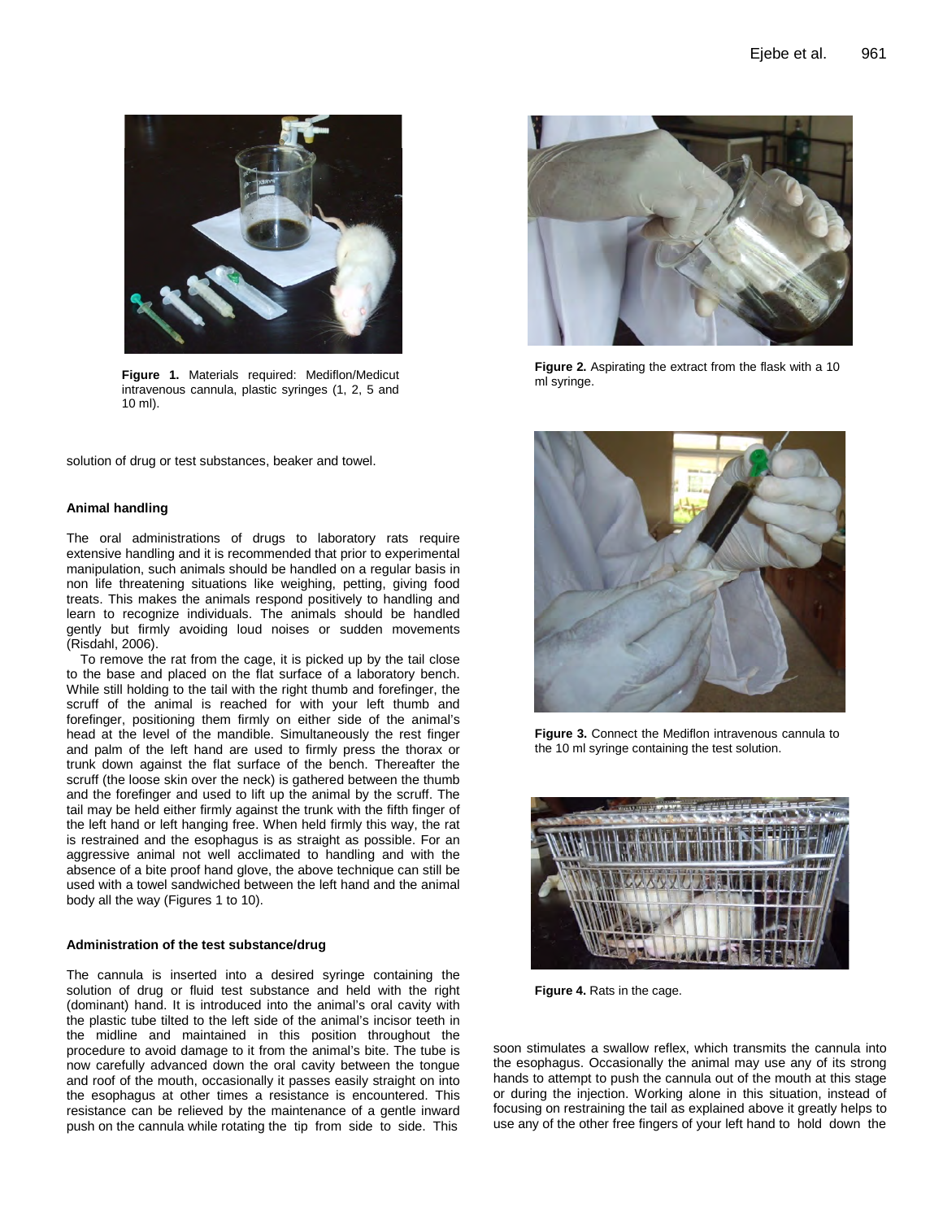**Figure 1.** Materials required: Mediflon/Medicut intravenous cannula, plastic syringes (1, 2, 5 and 10 ml).

**Figure 2.** Aspirating the extract from the flask with a 10 ml syringe.

solution of drug or test substances, beaker and towel.

### Animal handling

The oral administrations of drugs to laboratory rats require extensive handling and it is recommended that prior to experimental manipulation, such animals should be handled on a regular basis in non life threatening situations like weighing, petting, giving food treats. This makes the animals respond positively to handling and learn to recognize individuals. The animals should be handled gently but firmly avoiding loud noises or sudden movements (Risdahl, 2006).

To remove the rat from the cage, it is picked up by the tail close to the base and placed on the flat surface of a laboratory bench. While still holding to the tail with the right thumb and forefinger, the scruff of the animal is reached for with your left thumb and forefinger, positioning them firmly on either side of the animal's head at the level of the mandible. Simultaneously the rest finger and palm of the left hand are used to firmly press the thorax or trunk down against the flat surface of the bench. Thereafter the scruff (the loose skin over the neck) is gathered between the thumb and the forefinger and used to lift up the animal by the scruff. The tail may be held either firmly against the trunk with the fifth finger of the left hand or left hanging free. When held firmly this way, the rat is restrained and the esophagus is as straight as possible. For an aggressive animal not well acclimated to handling and with the absence of a bite proof hand glove, the above technique can still be used with a towel sandwiched between the left hand and the animal body all the way (Figures 1 to 10).

### Administration of the test substance/drug

The cannula is inserted into a desired syringe containing the solution of drug or fluid test substance and held with the right (dominant) hand. It is introduced into the animal's oral cavity with the plastic tube tilted to the left side of the animal's incisor teeth in the midline and maintained in this position throughout the procedure to avoid damage to it from the animal's bite. The tube is now carefully advanced down the oral cavity between the tongue and roof of the mouth, occasionally it passes easily straight on into the esophagus at other times a resistance is encountered. This resistance can be relieved by the maintenance of a gentle inward push on the cannula while rotating the tip from side to side. This soon stimulates a swallow reflex, which transmits the cannula into the esophagus. Occasionally the animal may use any of its strong hands to attempt to push the cannula out of the mouth at this stage or during the injection. Working alone in this situation, instead of focusing on restraining the tail as explained above it greatly helps to use any of the other free fingers of your left hand to hold down the

**Figure 3.** Connect the Mediflon intravenous cannula to the 10 ml syringe containing the test solution.

**Figure 4.** Rats in the cage.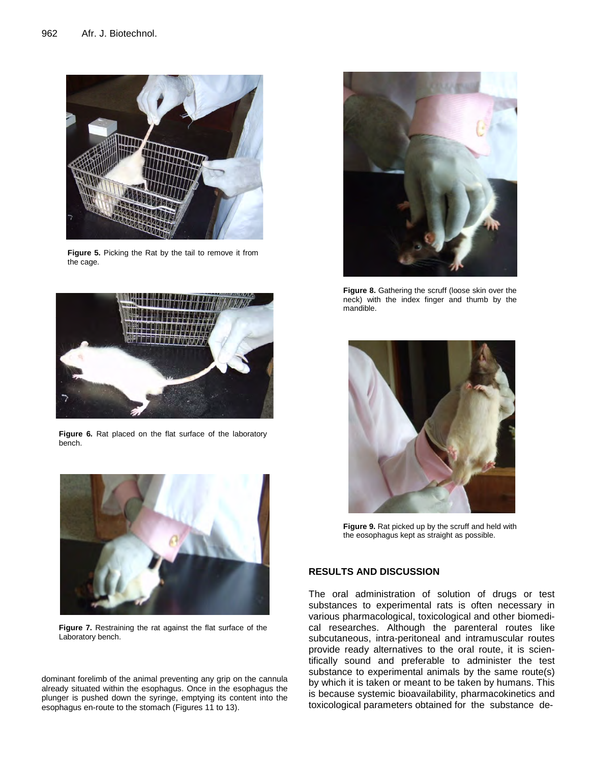Figure 5. Picking the Rat by the tail to remove it from the cage.

Figure 6. Rat placed on the flat surface of the laboratory bench.

Figure 7. Restraining the rat against the flat surface of the Laboratory bench.

dominant forelimb of the animal preventing any grip on the cannula already situated within the esophagus. Once in the esophagus the plunger is pushed down the syringe, emptying its content into the esophagus en-route to the stomach (Figures 11 to 13).

Figure 8. Gathering the scruff (loose skin over the neck) with the index finger and thumb by the mandible.

Figure 9. Rat picked up by the scruff and held with the eosophagus kept as straight as possible.

## RESULTS AND DISCUSSION

The oral administration of solution of drugs or test substances to experimental rats is often necessary in various pharmacological, toxicological and other biomedical researches. Although the parenteral routes like subcutaneous, intra-peritoneal and intramuscular routes provide ready alternatives to the oral route, it is scientifically sound and preferable to administer the test substance to experimental animals by the same route(s) by which it is taken or meant to be taken by humans. This is because systemic bioavailability, pharmacokinetics and toxicological parameters obtained for the substance de-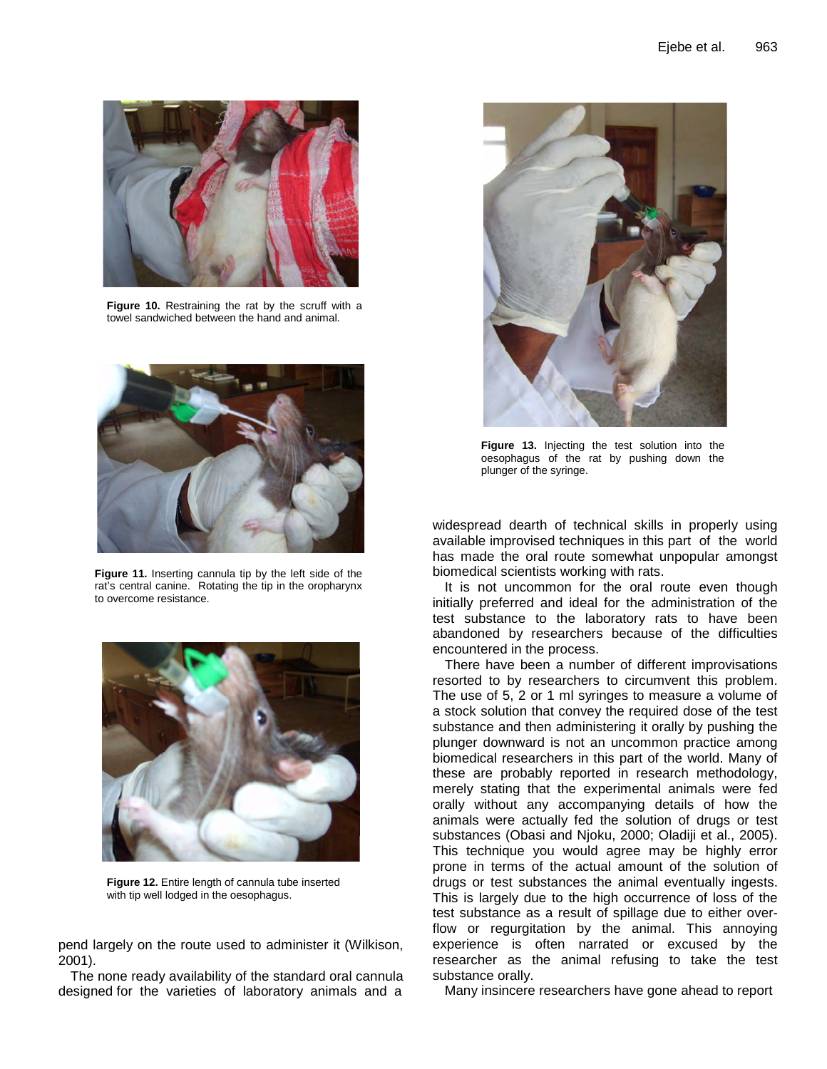Figure 10. Restraining the rat by the scruff with a towel sandwiched between the hand and animal.

Figure 11. Inserting cannula tip by the left side of the rat's central canine. Rotating the tip in the oropharynx to overcome resistance.

Figure 12. Entire length of cannula tube inserted with tip well lodged in the oesophagus.

Figure 13. Injecting the test solution into the oesophagus of the rat by pushing down the plunger of the syringe.

pend largely on the route used to administer it (Wilkison, 2001).

The none ready availability of the standard oral cannula designed for the varieties of laboratory animals and a widespread dearth of technical skills in properly using available improvised techniques in this part of the world has made the oral route somewhat unpopular amongst biomedical scientists working with rats.

It is not uncommon for the oral route even though initially preferred and ideal for the administration of the test substance to the laboratory rats to have been abandoned by researchers because of the difficulties encountered in the process.

There have been a number of different improvisations resorted to by researchers to circumvent this problem. The use of 5, 2 or 1 ml syringes to measure a volume of a stock solution that convey the required dose of the test substance and then administering it orally by pushing the plunger downward is not an uncommon practice among biomedical researchers in this part of the world. Many of these are probably reported in research methodology, merely stating that the experimental animals were fed orally without any accompanying details of how the animals were actually fed the solution of drugs or test substances (Obasi and Njoku, 2000; Oladiji et al., 2005). This technique you would agree may be highly error prone in terms of the actual amount of the solution of drugs or test substances the animal eventually ingests. This is largely due to the high occurrence of loss of the test substance as a result of spillage due to either over-flow or regurgitation by the animal. This annoying experience is often narrated or excused by the researcher as the animal refusing to take the test substance orally.

Many insincere researchers have gone ahead to report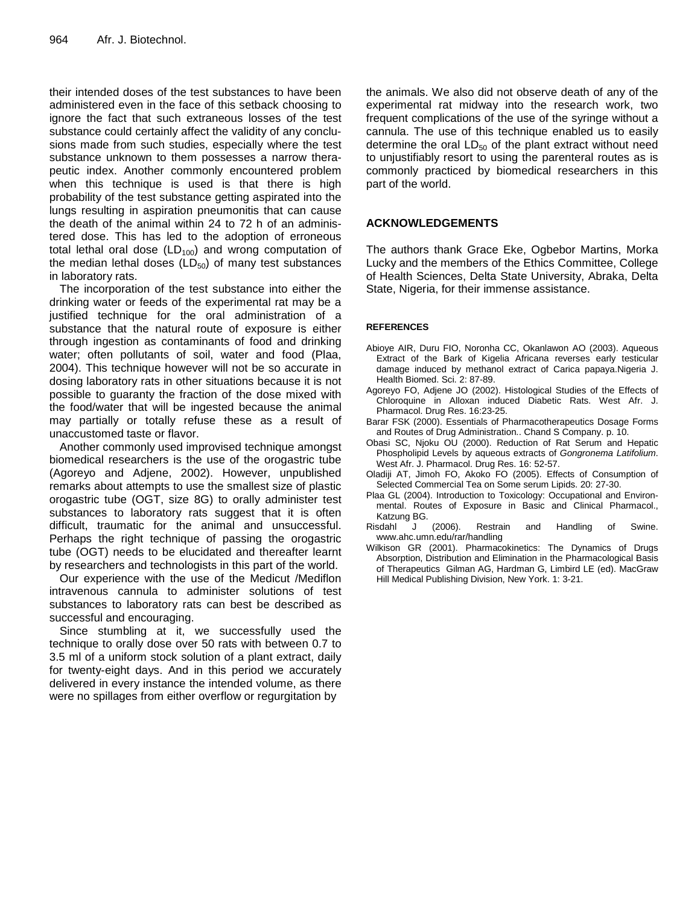their intended doses of the test substances to have been administered even in the face of this setback choosing to ignore the fact that such extraneous losses of the test substance could certainly affect the validity of any conclusions made from such studies, especially where the test substance unknown to them possesses a narrow therapeutic index. Another commonly encountered problem when this technique is used is that there is high probability of the test substance getting aspirated into the lungs resulting in aspiration pneumonitis that can cause the death of the animal within 24 to 72 h of an administered dose. This has led to the adoption of erroneous total lethal oral dose ($LD_{100}$) and wrong computation of the median lethal doses ($LD_{50}$) of many test substances in laboratory rats.

The incorporation of the test substance into either the drinking water or feeds of the experimental rat may be a justified technique for the oral administration of a substance that the natural route of exposure is either through ingestion as contaminants of food and drinking water; often pollutants of soil, water and food (Plaa, 2004). This technique however will not be so accurate in dosing laboratory rats in other situations because it is not possible to guaranty the fraction of the dose mixed with the food/water that will be ingested because the animal may partially or totally refuse these as a result of unaccustomed taste or flavor.

Another commonly used improvised technique amongst biomedical researchers is the use of the orogastric tube (Agoreyo and Adjene, 2002). However, unpublished remarks about attempts to use the smallest size of plastic orogastric tube (OGT, size 8G) to orally administer test substances to laboratory rats suggest that it is often difficult, traumatic for the animal and unsuccessful. Perhaps the right technique of passing the orogastric tube (OGT) needs to be elucidated and thereafter learnt by researchers and technologists in this part of the world.

Our experience with the use of the Medicut /Mediflon intravenous cannula to administer solutions of test substances to laboratory rats can best be described as successful and encouraging.

Since stumbling at it, we successfully used the technique to orally dose over 50 rats with between 0.7 to 3.5 ml of a uniform stock solution of a plant extract, daily for twenty-eight days. And in this period we accurately delivered in every instance the intended volume, as there were no spillages from either overflow or regurgitation by the animals. We also did not observe death of any of the experimental rat midway into the research work, two frequent complications of the use of the syringe without a cannula. The use of this technique enabled us to easily determine the oral $LD_{50}$ of the plant extract without need to unjustifiably resort to using the parenteral routes as is commonly practiced by biomedical researchers in this part of the world.

## ACKNOWLEDGEMENTS

The authors thank Grace Eke, Ogbebor Martins, Morka Lucky and the members of the Ethics Committee, College of Health Sciences, Delta State University, Abraka, Delta State, Nigeria, for their immense assistance.

## REFERENCES

Abioye AIR, Duru FIO, Noronha CC, Okanlawon AO (2003). Aqueous Extract of the Bark of Kigelia Africana reverses early testicular damage induced by methanol extract of Carica papaya.Nigeria J. Health Biomed. Sci. 2: 87-89.

Agoreyo FO, Adjene JO (2002). Histological Studies of the Effects of Chloroquine in Alloxan induced Diabetic Rats. West Afr. J. Pharmacol. Drug Res. 16:23-25.

Barar FSK (2000). Essentials of Pharmacotherapeutics Dosage Forms and Routes of Drug Administration.. Chand S Company. p. 10.

Obasi SC, Njoku OU (2000). Reduction of Rat Serum and Hepatic Phospholipid Levels by aqueous extracts of *Gongronema Latifolium*. West Afr. J. Pharmacol. Drug Res. 16: 52-57.

Oladiji AT, Jimoh FO, Akoko FO (2005). Effects of Consumption of Selected Commercial Tea on Some serum Lipids. 20: 27-30.

Plaa GL (2004). Introduction to Toxicology: Occupational and Environmental. Routes of Exposure in Basic and Clinical Pharmacol., Katzung BG.

Risdahl J (2006). Restrain and Handling of Swine. www.ahc.umn.edu/rar/handling

Wilkison GR (2001). Pharmacokinetics: The Dynamics of Drugs Absorption, Distribution and Elimination in the Pharmacological Basis of Therapeutics Gilman AG, Hardman G, Limbird LE (ed). MacGraw Hill Medical Publishing Division, New York. 1: 3-21.